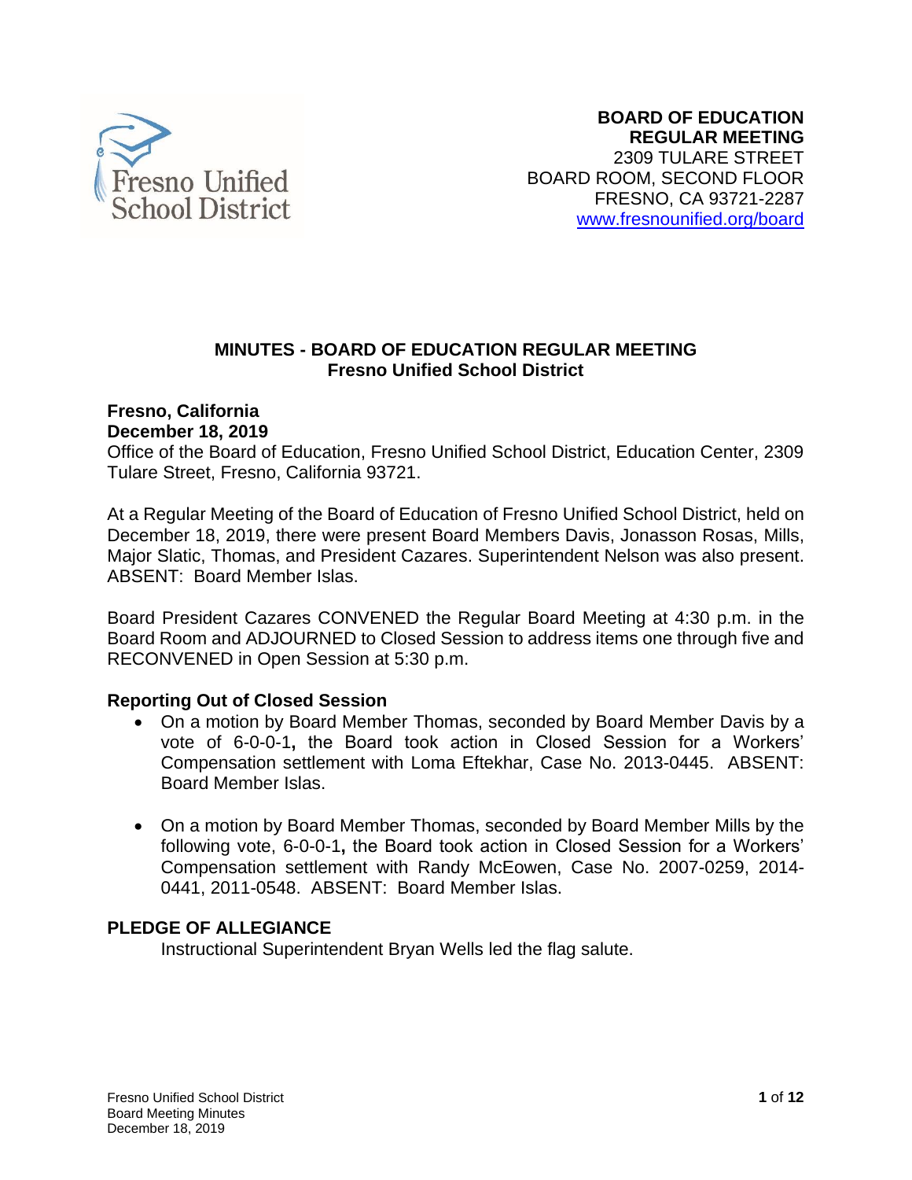**BOARD OF EDUCATION**
**REGULAR MEETING**
2309 TULARE STREET
BOARD ROOM, SECOND FLOOR
FRESNO, CA 93721-2287
www.fresnounified.org/board

# MINUTES - BOARD OF EDUCATION REGULAR MEETING
## Fresno Unified School District

**Fresno, California**
**December 18, 2019**
Office of the Board of Education, Fresno Unified School District, Education Center, 2309 Tulare Street, Fresno, California 93721.

At a Regular Meeting of the Board of Education of Fresno Unified School District, held on December 18, 2019, there were present Board Members Davis, Jonasson Rosas, Mills, Major Slatic, Thomas, and President Cazares. Superintendent Nelson was also present. ABSENT: Board Member Islas.

Board President Cazares CONVENED the Regular Board Meeting at 4:30 p.m. in the Board Room and ADJOURNED to Closed Session to address items one through five and RECONVENED in Open Session at 5:30 p.m.

### Reporting Out of Closed Session

- On a motion by Board Member Thomas, seconded by Board Member Davis by a vote of 6-0-0-1**,** the Board took action in Closed Session for a Workers' Compensation settlement with Loma Eftekhar, Case No. 2013-0445. ABSENT: Board Member Islas.

- On a motion by Board Member Thomas, seconded by Board Member Mills by the following vote, 6-0-0-1**,** the Board took action in Closed Session for a Workers' Compensation settlement with Randy McEowen, Case No. 2007-0259, 2014-0441, 2011-0548. ABSENT: Board Member Islas.

### PLEDGE OF ALLEGIANCE

Instructional Superintendent Bryan Wells led the flag salute.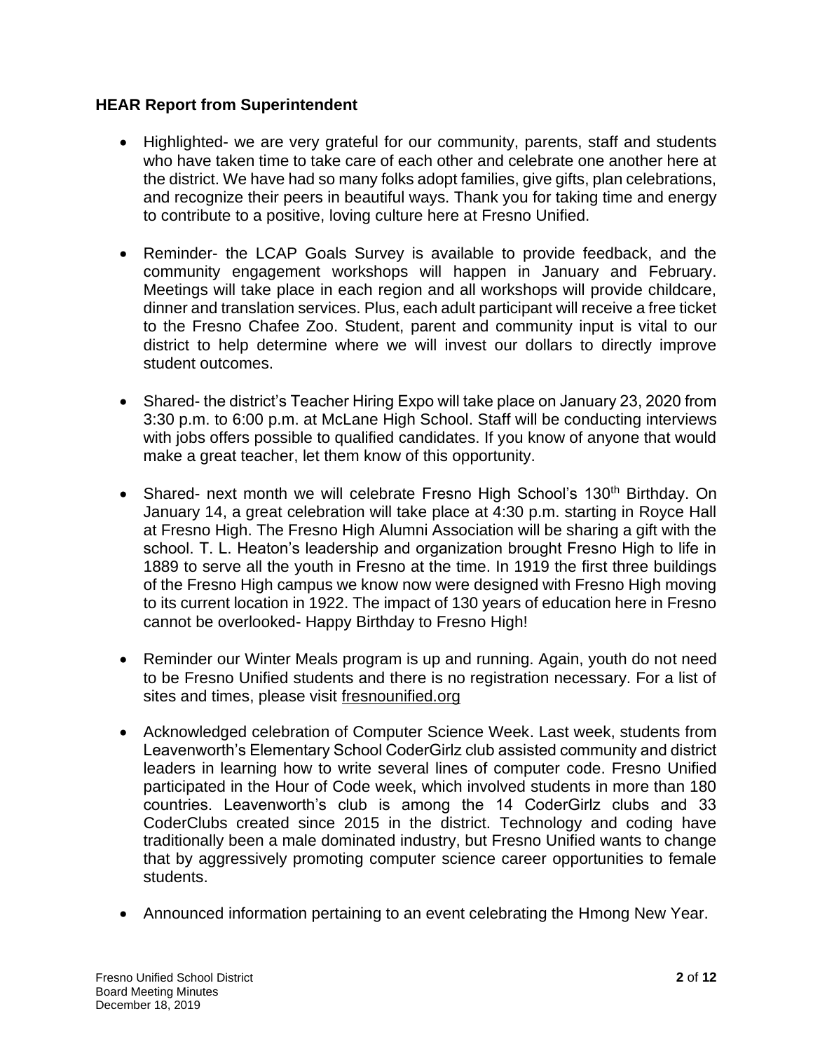**HEAR Report from Superintendent**

- Highlighted- we are very grateful for our community, parents, staff and students who have taken time to take care of each other and celebrate one another here at the district. We have had so many folks adopt families, give gifts, plan celebrations, and recognize their peers in beautiful ways. Thank you for taking time and energy to contribute to a positive, loving culture here at Fresno Unified.

- Reminder- the LCAP Goals Survey is available to provide feedback, and the community engagement workshops will happen in January and February. Meetings will take place in each region and all workshops will provide childcare, dinner and translation services. Plus, each adult participant will receive a free ticket to the Fresno Chafee Zoo. Student, parent and community input is vital to our district to help determine where we will invest our dollars to directly improve student outcomes.

- Shared- the district's Teacher Hiring Expo will take place on January 23, 2020 from 3:30 p.m. to 6:00 p.m. at McLane High School. Staff will be conducting interviews with jobs offers possible to qualified candidates. If you know of anyone that would make a great teacher, let them know of this opportunity.

- Shared- next month we will celebrate Fresno High School's 130th Birthday. On January 14, a great celebration will take place at 4:30 p.m. starting in Royce Hall at Fresno High. The Fresno High Alumni Association will be sharing a gift with the school. T. L. Heaton's leadership and organization brought Fresno High to life in 1889 to serve all the youth in Fresno at the time. In 1919 the first three buildings of the Fresno High campus we know now were designed with Fresno High moving to its current location in 1922. The impact of 130 years of education here in Fresno cannot be overlooked- Happy Birthday to Fresno High!

- Reminder our Winter Meals program is up and running. Again, youth do not need to be Fresno Unified students and there is no registration necessary. For a list of sites and times, please visit fresnounified.org

- Acknowledged celebration of Computer Science Week. Last week, students from Leavenworth's Elementary School CoderGirlz club assisted community and district leaders in learning how to write several lines of computer code. Fresno Unified participated in the Hour of Code week, which involved students in more than 180 countries. Leavenworth's club is among the 14 CoderGirlz clubs and 33 CoderClubs created since 2015 in the district. Technology and coding have traditionally been a male dominated industry, but Fresno Unified wants to change that by aggressively promoting computer science career opportunities to female students.

- Announced information pertaining to an event celebrating the Hmong New Year.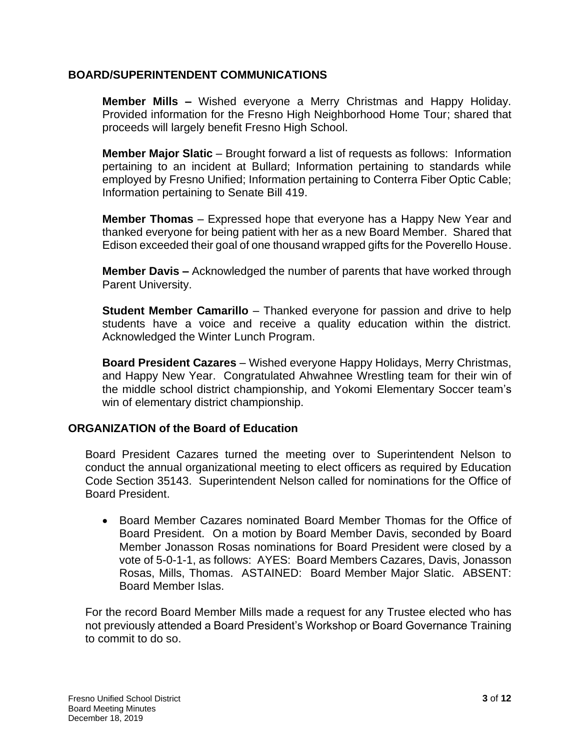## BOARD/SUPERINTENDENT COMMUNICATIONS

**Member Mills –** Wished everyone a Merry Christmas and Happy Holiday. Provided information for the Fresno High Neighborhood Home Tour; shared that proceeds will largely benefit Fresno High School.

**Member Major Slatic** – Brought forward a list of requests as follows: Information pertaining to an incident at Bullard; Information pertaining to standards while employed by Fresno Unified; Information pertaining to Conterra Fiber Optic Cable; Information pertaining to Senate Bill 419.

**Member Thomas** – Expressed hope that everyone has a Happy New Year and thanked everyone for being patient with her as a new Board Member. Shared that Edison exceeded their goal of one thousand wrapped gifts for the Poverello House.

**Member Davis –** Acknowledged the number of parents that have worked through Parent University.

**Student Member Camarillo** – Thanked everyone for passion and drive to help students have a voice and receive a quality education within the district. Acknowledged the Winter Lunch Program.

**Board President Cazares** – Wished everyone Happy Holidays, Merry Christmas, and Happy New Year. Congratulated Ahwahnee Wrestling team for their win of the middle school district championship, and Yokomi Elementary Soccer team's win of elementary district championship.

## ORGANIZATION of the Board of Education

Board President Cazares turned the meeting over to Superintendent Nelson to conduct the annual organizational meeting to elect officers as required by Education Code Section 35143. Superintendent Nelson called for nominations for the Office of Board President.

- Board Member Cazares nominated Board Member Thomas for the Office of Board President. On a motion by Board Member Davis, seconded by Board Member Jonasson Rosas nominations for Board President were closed by a vote of 5-0-1-1, as follows: AYES: Board Members Cazares, Davis, Jonasson Rosas, Mills, Thomas. ASTAINED: Board Member Major Slatic. ABSENT: Board Member Islas.

For the record Board Member Mills made a request for any Trustee elected who has not previously attended a Board President's Workshop or Board Governance Training to commit to do so.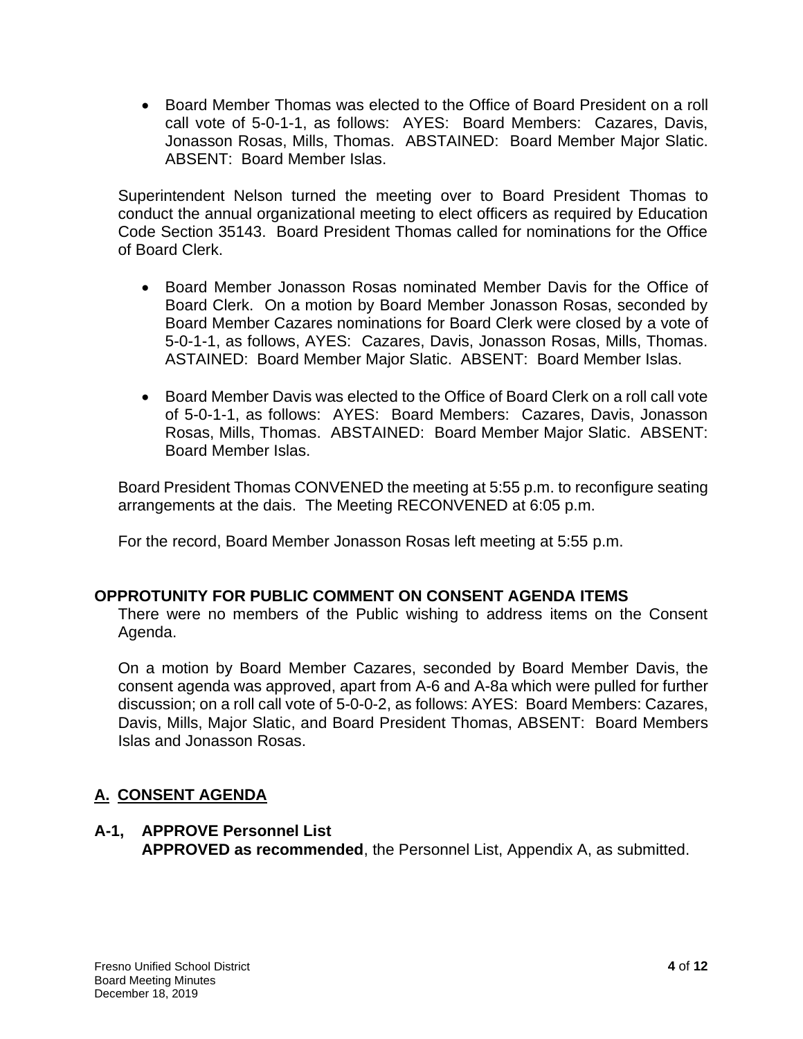- Board Member Thomas was elected to the Office of Board President on a roll call vote of 5-0-1-1, as follows: AYES: Board Members: Cazares, Davis, Jonasson Rosas, Mills, Thomas. ABSTAINED: Board Member Major Slatic. ABSENT: Board Member Islas.

Superintendent Nelson turned the meeting over to Board President Thomas to conduct the annual organizational meeting to elect officers as required by Education Code Section 35143. Board President Thomas called for nominations for the Office of Board Clerk.

- Board Member Jonasson Rosas nominated Member Davis for the Office of Board Clerk. On a motion by Board Member Jonasson Rosas, seconded by Board Member Cazares nominations for Board Clerk were closed by a vote of 5-0-1-1, as follows, AYES: Cazares, Davis, Jonasson Rosas, Mills, Thomas. ASTAINED: Board Member Major Slatic. ABSENT: Board Member Islas.

- Board Member Davis was elected to the Office of Board Clerk on a roll call vote of 5-0-1-1, as follows: AYES: Board Members: Cazares, Davis, Jonasson Rosas, Mills, Thomas. ABSTAINED: Board Member Major Slatic. ABSENT: Board Member Islas.

Board President Thomas CONVENED the meeting at 5:55 p.m. to reconfigure seating arrangements at the dais. The Meeting RECONVENED at 6:05 p.m.

For the record, Board Member Jonasson Rosas left meeting at 5:55 p.m.

## OPPROTUNITY FOR PUBLIC COMMENT ON CONSENT AGENDA ITEMS

There were no members of the Public wishing to address items on the Consent Agenda.

On a motion by Board Member Cazares, seconded by Board Member Davis, the consent agenda was approved, apart from A-6 and A-8a which were pulled for further discussion; on a roll call vote of 5-0-0-2, as follows: AYES: Board Members: Cazares, Davis, Mills, Major Slatic, and Board President Thomas, ABSENT: Board Members Islas and Jonasson Rosas.

## A. CONSENT AGENDA

**A-1, APPROVE Personnel List**
**APPROVED as recommended**, the Personnel List, Appendix A, as submitted.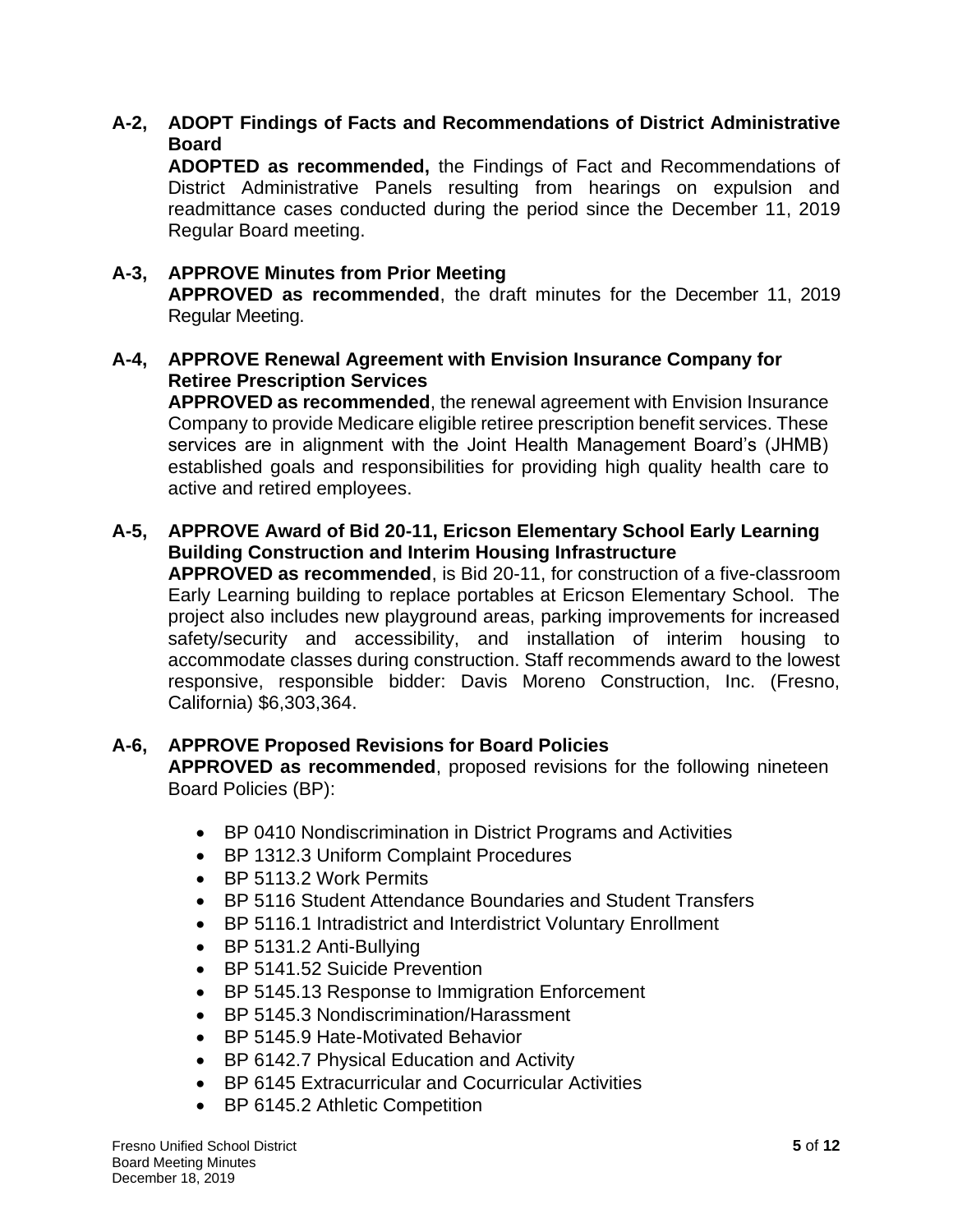**A-2, ADOPT Findings of Facts and Recommendations of District Administrative Board**

**ADOPTED as recommended,** the Findings of Fact and Recommendations of District Administrative Panels resulting from hearings on expulsion and readmittance cases conducted during the period since the December 11, 2019 Regular Board meeting.

**A-3, APPROVE Minutes from Prior Meeting**

**APPROVED as recommended**, the draft minutes for the December 11, 2019 Regular Meeting.

**A-4, APPROVE Renewal Agreement with Envision Insurance Company for Retiree Prescription Services**

**APPROVED as recommended**, the renewal agreement with Envision Insurance Company to provide Medicare eligible retiree prescription benefit services. These services are in alignment with the Joint Health Management Board's (JHMB) established goals and responsibilities for providing high quality health care to active and retired employees.

**A-5, APPROVE Award of Bid 20-11, Ericson Elementary School Early Learning Building Construction and Interim Housing Infrastructure**

**APPROVED as recommended**, is Bid 20-11, for construction of a five-classroom Early Learning building to replace portables at Ericson Elementary School. The project also includes new playground areas, parking improvements for increased safety/security and accessibility, and installation of interim housing to accommodate classes during construction. Staff recommends award to the lowest responsive, responsible bidder: Davis Moreno Construction, Inc. (Fresno, California) $6,303,364.

**A-6, APPROVE Proposed Revisions for Board Policies**

**APPROVED as recommended**, proposed revisions for the following nineteen Board Policies (BP):

- BP 0410 Nondiscrimination in District Programs and Activities
- BP 1312.3 Uniform Complaint Procedures
- BP 5113.2 Work Permits
- BP 5116 Student Attendance Boundaries and Student Transfers
- BP 5116.1 Intradistrict and Interdistrict Voluntary Enrollment
- BP 5131.2 Anti-Bullying
- BP 5141.52 Suicide Prevention
- BP 5145.13 Response to Immigration Enforcement
- BP 5145.3 Nondiscrimination/Harassment
- BP 5145.9 Hate-Motivated Behavior
- BP 6142.7 Physical Education and Activity
- BP 6145 Extracurricular and Cocurricular Activities
- BP 6145.2 Athletic Competition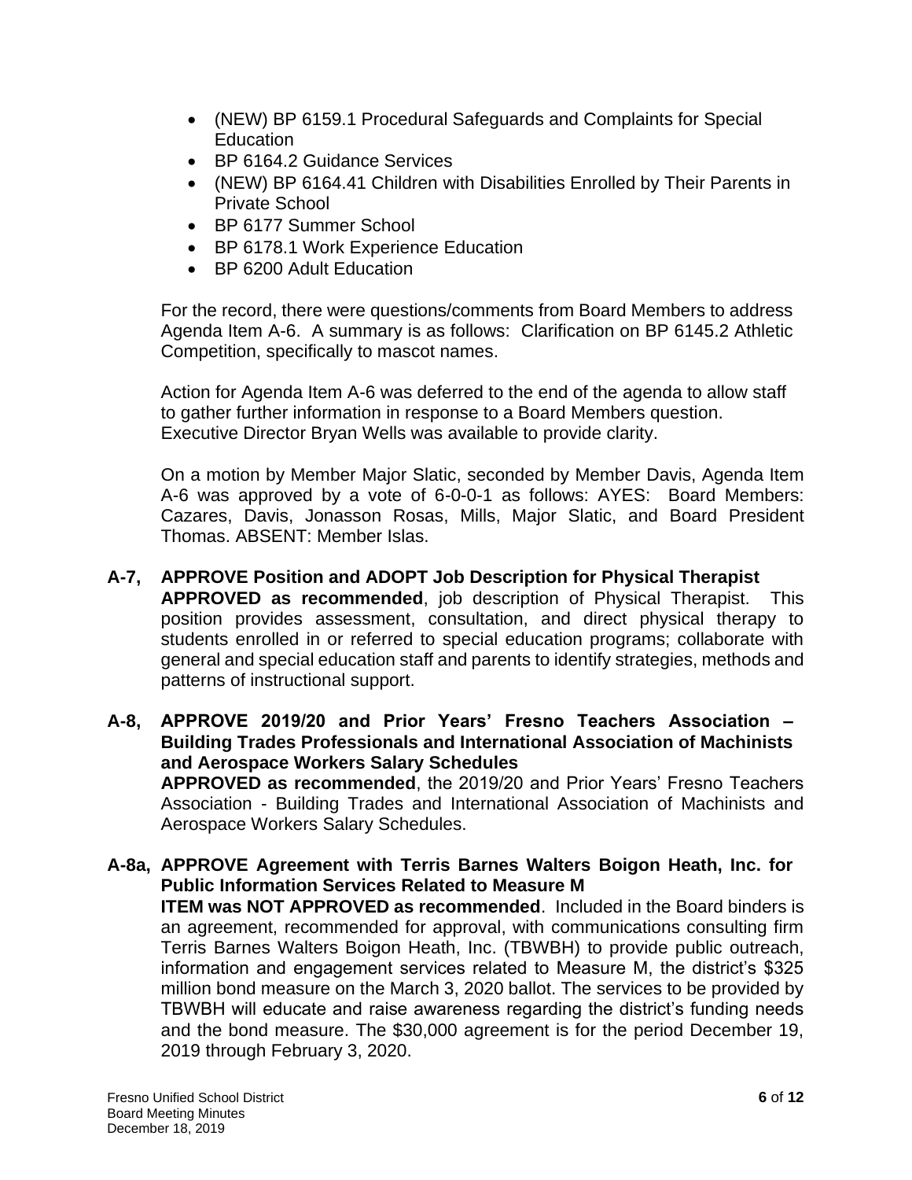- (NEW) BP 6159.1 Procedural Safeguards and Complaints for Special Education
- BP 6164.2 Guidance Services
- (NEW) BP 6164.41 Children with Disabilities Enrolled by Their Parents in Private School
- BP 6177 Summer School
- BP 6178.1 Work Experience Education
- BP 6200 Adult Education

For the record, there were questions/comments from Board Members to address Agenda Item A-6. A summary is as follows: Clarification on BP 6145.2 Athletic Competition, specifically to mascot names.

Action for Agenda Item A-6 was deferred to the end of the agenda to allow staff to gather further information in response to a Board Members question. Executive Director Bryan Wells was available to provide clarity.

On a motion by Member Major Slatic, seconded by Member Davis, Agenda Item A-6 was approved by a vote of 6-0-0-1 as follows: AYES: Board Members: Cazares, Davis, Jonasson Rosas, Mills, Major Slatic, and Board President Thomas. ABSENT: Member Islas.

**A-7, APPROVE Position and ADOPT Job Description for Physical Therapist**
**APPROVED as recommended**, job description of Physical Therapist. This position provides assessment, consultation, and direct physical therapy to students enrolled in or referred to special education programs; collaborate with general and special education staff and parents to identify strategies, methods and patterns of instructional support.

**A-8, APPROVE 2019/20 and Prior Years' Fresno Teachers Association – Building Trades Professionals and International Association of Machinists and Aerospace Workers Salary Schedules**
**APPROVED as recommended**, the 2019/20 and Prior Years' Fresno Teachers Association - Building Trades and International Association of Machinists and Aerospace Workers Salary Schedules.

**A-8a, APPROVE Agreement with Terris Barnes Walters Boigon Heath, Inc. for Public Information Services Related to Measure M**
**ITEM was NOT APPROVED as recommended**. Included in the Board binders is an agreement, recommended for approval, with communications consulting firm Terris Barnes Walters Boigon Heath, Inc. (TBWBH) to provide public outreach, information and engagement services related to Measure M, the district's $325 million bond measure on the March 3, 2020 ballot. The services to be provided by TBWBH will educate and raise awareness regarding the district's funding needs and the bond measure. The $30,000 agreement is for the period December 19, 2019 through February 3, 2020.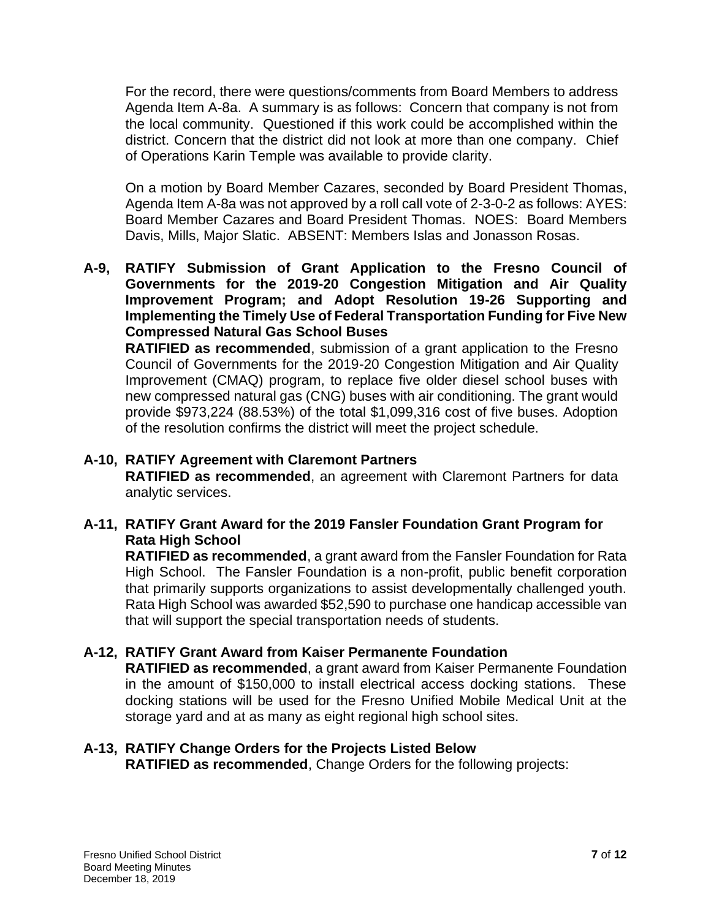For the record, there were questions/comments from Board Members to address Agenda Item A-8a. A summary is as follows: Concern that company is not from the local community. Questioned if this work could be accomplished within the district. Concern that the district did not look at more than one company. Chief of Operations Karin Temple was available to provide clarity.

On a motion by Board Member Cazares, seconded by Board President Thomas, Agenda Item A-8a was not approved by a roll call vote of 2-3-0-2 as follows: AYES: Board Member Cazares and Board President Thomas. NOES: Board Members Davis, Mills, Major Slatic. ABSENT: Members Islas and Jonasson Rosas.

**A-9, RATIFY Submission of Grant Application to the Fresno Council of Governments for the 2019-20 Congestion Mitigation and Air Quality Improvement Program; and Adopt Resolution 19-26 Supporting and Implementing the Timely Use of Federal Transportation Funding for Five New Compressed Natural Gas School Buses**

**RATIFIED as recommended**, submission of a grant application to the Fresno Council of Governments for the 2019-20 Congestion Mitigation and Air Quality Improvement (CMAQ) program, to replace five older diesel school buses with new compressed natural gas (CNG) buses with air conditioning. The grant would provide $973,224 (88.53%) of the total $1,099,316 cost of five buses. Adoption of the resolution confirms the district will meet the project schedule.

**A-10, RATIFY Agreement with Claremont Partners**

**RATIFIED as recommended**, an agreement with Claremont Partners for data analytic services.

**A-11, RATIFY Grant Award for the 2019 Fansler Foundation Grant Program for Rata High School**

**RATIFIED as recommended**, a grant award from the Fansler Foundation for Rata High School. The Fansler Foundation is a non-profit, public benefit corporation that primarily supports organizations to assist developmentally challenged youth. Rata High School was awarded $52,590 to purchase one handicap accessible van that will support the special transportation needs of students.

**A-12, RATIFY Grant Award from Kaiser Permanente Foundation**

**RATIFIED as recommended**, a grant award from Kaiser Permanente Foundation in the amount of $150,000 to install electrical access docking stations. These docking stations will be used for the Fresno Unified Mobile Medical Unit at the storage yard and at as many as eight regional high school sites.

**A-13, RATIFY Change Orders for the Projects Listed Below**

**RATIFIED as recommended**, Change Orders for the following projects: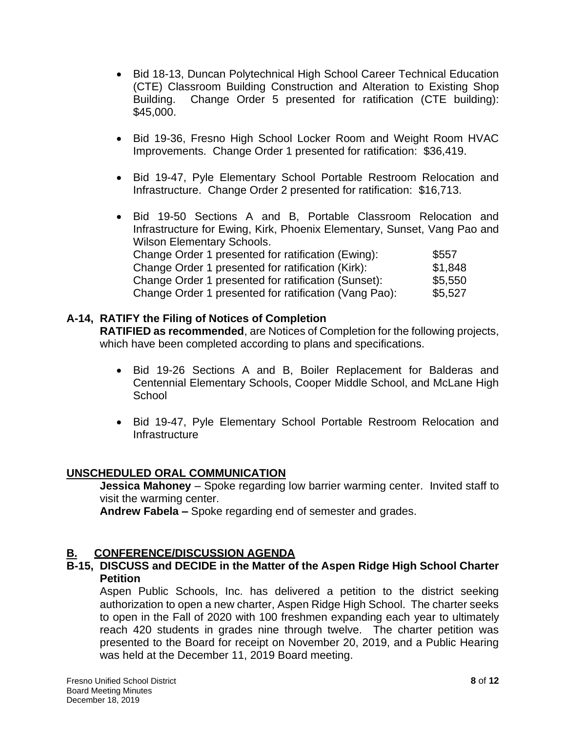- Bid 18-13, Duncan Polytechnical High School Career Technical Education (CTE) Classroom Building Construction and Alteration to Existing Shop Building. Change Order 5 presented for ratification (CTE building): $45,000.

- Bid 19-36, Fresno High School Locker Room and Weight Room HVAC Improvements. Change Order 1 presented for ratification: $36,419.

- Bid 19-47, Pyle Elementary School Portable Restroom Relocation and Infrastructure. Change Order 2 presented for ratification: $16,713.

- Bid 19-50 Sections A and B, Portable Classroom Relocation and Infrastructure for Ewing, Kirk, Phoenix Elementary, Sunset, Vang Pao and Wilson Elementary Schools.
  Change Order 1 presented for ratification (Ewing): $557
  Change Order 1 presented for ratification (Kirk): $1,848
  Change Order 1 presented for ratification (Sunset): $5,550
  Change Order 1 presented for ratification (Vang Pao): $5,527

**A-14, RATIFY the Filing of Notices of Completion**

**RATIFIED as recommended**, are Notices of Completion for the following projects, which have been completed according to plans and specifications.

- Bid 19-26 Sections A and B, Boiler Replacement for Balderas and Centennial Elementary Schools, Cooper Middle School, and McLane High School

- Bid 19-47, Pyle Elementary School Portable Restroom Relocation and Infrastructure

## UNSCHEDULED ORAL COMMUNICATION

**Jessica Mahoney** – Spoke regarding low barrier warming center. Invited staff to visit the warming center.

**Andrew Fabela –** Spoke regarding end of semester and grades.

## B. CONFERENCE/DISCUSSION AGENDA

**B-15, DISCUSS and DECIDE in the Matter of the Aspen Ridge High School Charter Petition**

Aspen Public Schools, Inc. has delivered a petition to the district seeking authorization to open a new charter, Aspen Ridge High School. The charter seeks to open in the Fall of 2020 with 100 freshmen expanding each year to ultimately reach 420 students in grades nine through twelve. The charter petition was presented to the Board for receipt on November 20, 2019, and a Public Hearing was held at the December 11, 2019 Board meeting.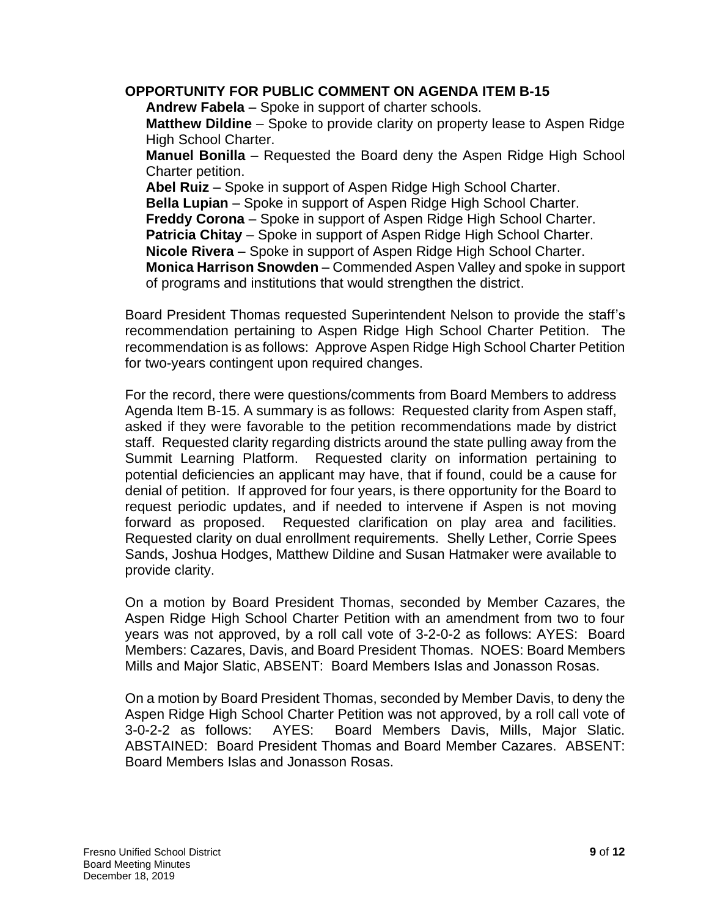**OPPORTUNITY FOR PUBLIC COMMENT ON AGENDA ITEM B-15**

**Andrew Fabela** – Spoke in support of charter schools.
**Matthew Dildine** – Spoke to provide clarity on property lease to Aspen Ridge High School Charter.
**Manuel Bonilla** – Requested the Board deny the Aspen Ridge High School Charter petition.
**Abel Ruiz** – Spoke in support of Aspen Ridge High School Charter.
**Bella Lupian** – Spoke in support of Aspen Ridge High School Charter.
**Freddy Corona** – Spoke in support of Aspen Ridge High School Charter.
**Patricia Chitay** – Spoke in support of Aspen Ridge High School Charter.
**Nicole Rivera** – Spoke in support of Aspen Ridge High School Charter.
**Monica Harrison Snowden** – Commended Aspen Valley and spoke in support of programs and institutions that would strengthen the district.

Board President Thomas requested Superintendent Nelson to provide the staff's recommendation pertaining to Aspen Ridge High School Charter Petition. The recommendation is as follows: Approve Aspen Ridge High School Charter Petition for two-years contingent upon required changes.

For the record, there were questions/comments from Board Members to address Agenda Item B-15. A summary is as follows: Requested clarity from Aspen staff, asked if they were favorable to the petition recommendations made by district staff. Requested clarity regarding districts around the state pulling away from the Summit Learning Platform. Requested clarity on information pertaining to potential deficiencies an applicant may have, that if found, could be a cause for denial of petition. If approved for four years, is there opportunity for the Board to request periodic updates, and if needed to intervene if Aspen is not moving forward as proposed. Requested clarification on play area and facilities. Requested clarity on dual enrollment requirements. Shelly Lether, Corrie Spees Sands, Joshua Hodges, Matthew Dildine and Susan Hatmaker were available to provide clarity.

On a motion by Board President Thomas, seconded by Member Cazares, the Aspen Ridge High School Charter Petition with an amendment from two to four years was not approved, by a roll call vote of 3-2-0-2 as follows: AYES: Board Members: Cazares, Davis, and Board President Thomas. NOES: Board Members Mills and Major Slatic, ABSENT: Board Members Islas and Jonasson Rosas.

On a motion by Board President Thomas, seconded by Member Davis, to deny the Aspen Ridge High School Charter Petition was not approved, by a roll call vote of 3-0-2-2 as follows: AYES: Board Members Davis, Mills, Major Slatic. ABSTAINED: Board President Thomas and Board Member Cazares. ABSENT: Board Members Islas and Jonasson Rosas.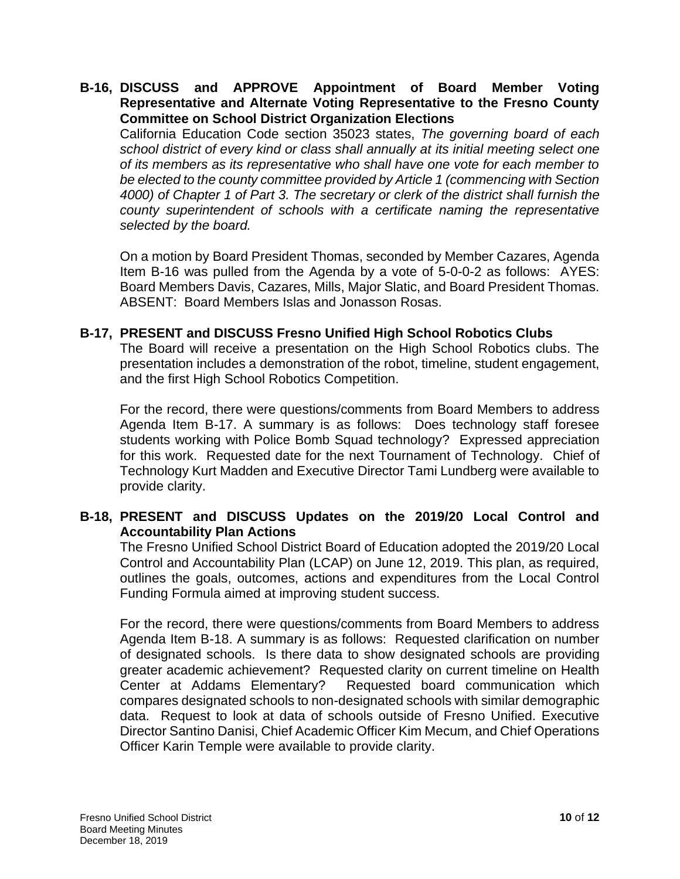**B-16, DISCUSS and APPROVE Appointment of Board Member Voting Representative and Alternate Voting Representative to the Fresno County Committee on School District Organization Elections**

California Education Code section 35023 states, *The governing board of each school district of every kind or class shall annually at its initial meeting select one of its members as its representative who shall have one vote for each member to be elected to the county committee provided by Article 1 (commencing with Section 4000) of Chapter 1 of Part 3. The secretary or clerk of the district shall furnish the county superintendent of schools with a certificate naming the representative selected by the board.*

On a motion by Board President Thomas, seconded by Member Cazares, Agenda Item B-16 was pulled from the Agenda by a vote of 5-0-0-2 as follows: AYES: Board Members Davis, Cazares, Mills, Major Slatic, and Board President Thomas. ABSENT: Board Members Islas and Jonasson Rosas.

**B-17, PRESENT and DISCUSS Fresno Unified High School Robotics Clubs**

The Board will receive a presentation on the High School Robotics clubs. The presentation includes a demonstration of the robot, timeline, student engagement, and the first High School Robotics Competition.

For the record, there were questions/comments from Board Members to address Agenda Item B-17. A summary is as follows: Does technology staff foresee students working with Police Bomb Squad technology? Expressed appreciation for this work. Requested date for the next Tournament of Technology. Chief of Technology Kurt Madden and Executive Director Tami Lundberg were available to provide clarity.

**B-18, PRESENT and DISCUSS Updates on the 2019/20 Local Control and Accountability Plan Actions**

The Fresno Unified School District Board of Education adopted the 2019/20 Local Control and Accountability Plan (LCAP) on June 12, 2019. This plan, as required, outlines the goals, outcomes, actions and expenditures from the Local Control Funding Formula aimed at improving student success.

For the record, there were questions/comments from Board Members to address Agenda Item B-18. A summary is as follows: Requested clarification on number of designated schools. Is there data to show designated schools are providing greater academic achievement? Requested clarity on current timeline on Health Center at Addams Elementary? Requested board communication which compares designated schools to non-designated schools with similar demographic data. Request to look at data of schools outside of Fresno Unified. Executive Director Santino Danisi, Chief Academic Officer Kim Mecum, and Chief Operations Officer Karin Temple were available to provide clarity.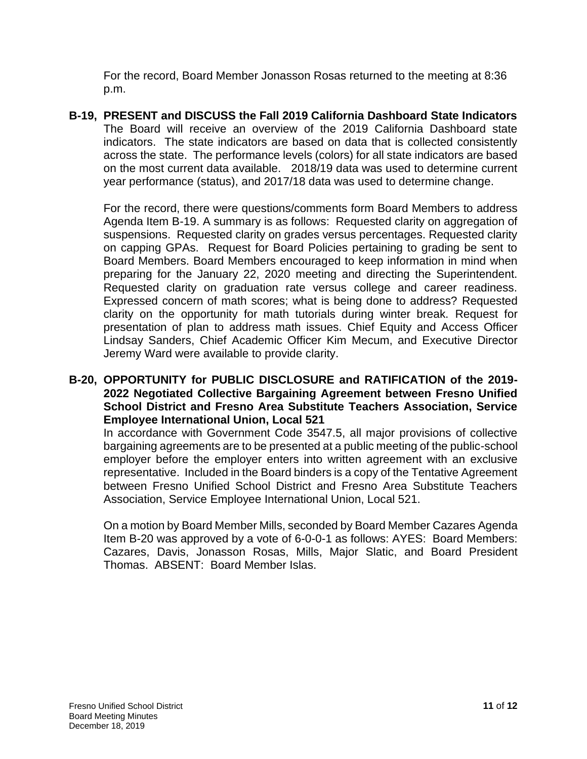For the record, Board Member Jonasson Rosas returned to the meeting at 8:36 p.m.

**B-19, PRESENT and DISCUSS the Fall 2019 California Dashboard State Indicators**

The Board will receive an overview of the 2019 California Dashboard state indicators. The state indicators are based on data that is collected consistently across the state. The performance levels (colors) for all state indicators are based on the most current data available. 2018/19 data was used to determine current year performance (status), and 2017/18 data was used to determine change.

For the record, there were questions/comments form Board Members to address Agenda Item B-19. A summary is as follows: Requested clarity on aggregation of suspensions. Requested clarity on grades versus percentages. Requested clarity on capping GPAs. Request for Board Policies pertaining to grading be sent to Board Members. Board Members encouraged to keep information in mind when preparing for the January 22, 2020 meeting and directing the Superintendent. Requested clarity on graduation rate versus college and career readiness. Expressed concern of math scores; what is being done to address? Requested clarity on the opportunity for math tutorials during winter break. Request for presentation of plan to address math issues. Chief Equity and Access Officer Lindsay Sanders, Chief Academic Officer Kim Mecum, and Executive Director Jeremy Ward were available to provide clarity.

**B-20, OPPORTUNITY for PUBLIC DISCLOSURE and RATIFICATION of the 2019-2022 Negotiated Collective Bargaining Agreement between Fresno Unified School District and Fresno Area Substitute Teachers Association, Service Employee International Union, Local 521**

In accordance with Government Code 3547.5, all major provisions of collective bargaining agreements are to be presented at a public meeting of the public-school employer before the employer enters into written agreement with an exclusive representative. Included in the Board binders is a copy of the Tentative Agreement between Fresno Unified School District and Fresno Area Substitute Teachers Association, Service Employee International Union, Local 521.

On a motion by Board Member Mills, seconded by Board Member Cazares Agenda Item B-20 was approved by a vote of 6-0-0-1 as follows: AYES: Board Members: Cazares, Davis, Jonasson Rosas, Mills, Major Slatic, and Board President Thomas. ABSENT: Board Member Islas.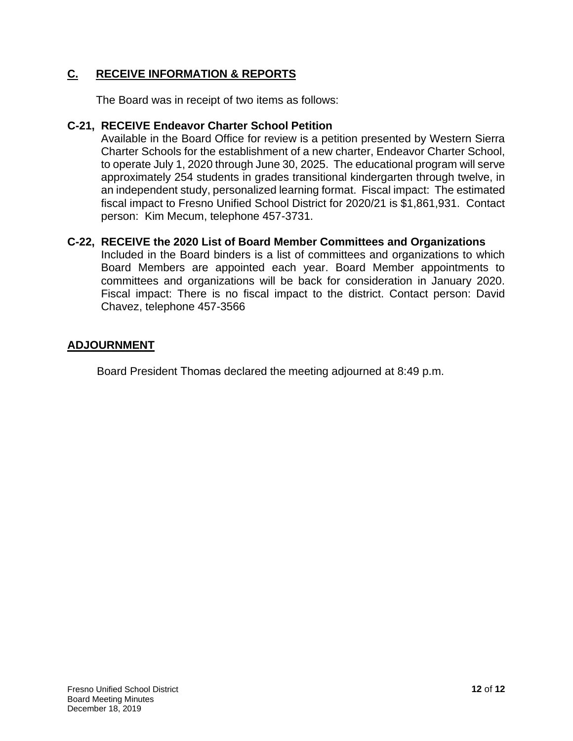## C. RECEIVE INFORMATION & REPORTS

The Board was in receipt of two items as follows:

**C-21, RECEIVE Endeavor Charter School Petition**

Available in the Board Office for review is a petition presented by Western Sierra Charter Schools for the establishment of a new charter, Endeavor Charter School, to operate July 1, 2020 through June 30, 2025. The educational program will serve approximately 254 students in grades transitional kindergarten through twelve, in an independent study, personalized learning format. Fiscal impact: The estimated fiscal impact to Fresno Unified School District for 2020/21 is $1,861,931. Contact person: Kim Mecum, telephone 457-3731.

**C-22, RECEIVE the 2020 List of Board Member Committees and Organizations**

Included in the Board binders is a list of committees and organizations to which Board Members are appointed each year. Board Member appointments to committees and organizations will be back for consideration in January 2020. Fiscal impact: There is no fiscal impact to the district. Contact person: David Chavez, telephone 457-3566

## ADJOURNMENT

Board President Thomas declared the meeting adjourned at 8:49 p.m.